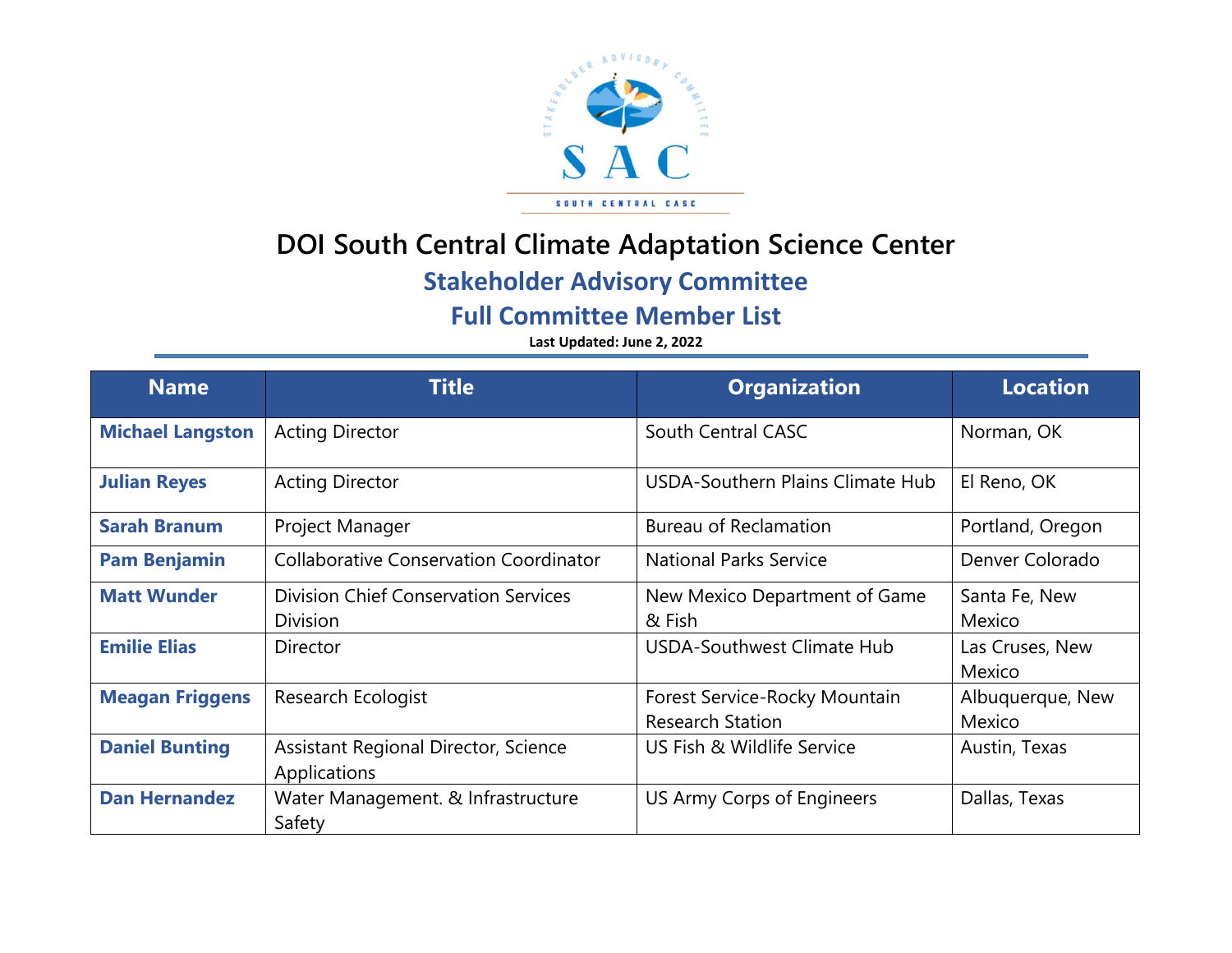# DOI South Central Climate Adaptation Science Center

## Stakeholder Advisory Committee

## Full Committee Member List

**Last Updated: June 2, 2022**

| Name | Title | Organization | Location |
|---|---|---|---|
| **Michael Langston** | Acting Director | South Central CASC | Norman, OK |
| **Julian Reyes** | Acting Director | USDA-Southern Plains Climate Hub | El Reno, OK |
| **Sarah Branum** | Project Manager | Bureau of Reclamation | Portland, Oregon |
| **Pam Benjamin** | Collaborative Conservation Coordinator | National Parks Service | Denver Colorado |
| **Matt Wunder** | Division Chief Conservation Services Division | New Mexico Department of Game & Fish | Santa Fe, New Mexico |
| **Emilie Elias** | Director | USDA-Southwest Climate Hub | Las Cruses, New Mexico |
| **Meagan Friggens** | Research Ecologist | Forest Service-Rocky Mountain Research Station | Albuquerque, New Mexico |
| **Daniel Bunting** | Assistant Regional Director, Science Applications | US Fish & Wildlife Service | Austin, Texas |
| **Dan Hernandez** | Water Management. & Infrastructure Safety | US Army Corps of Engineers | Dallas, Texas |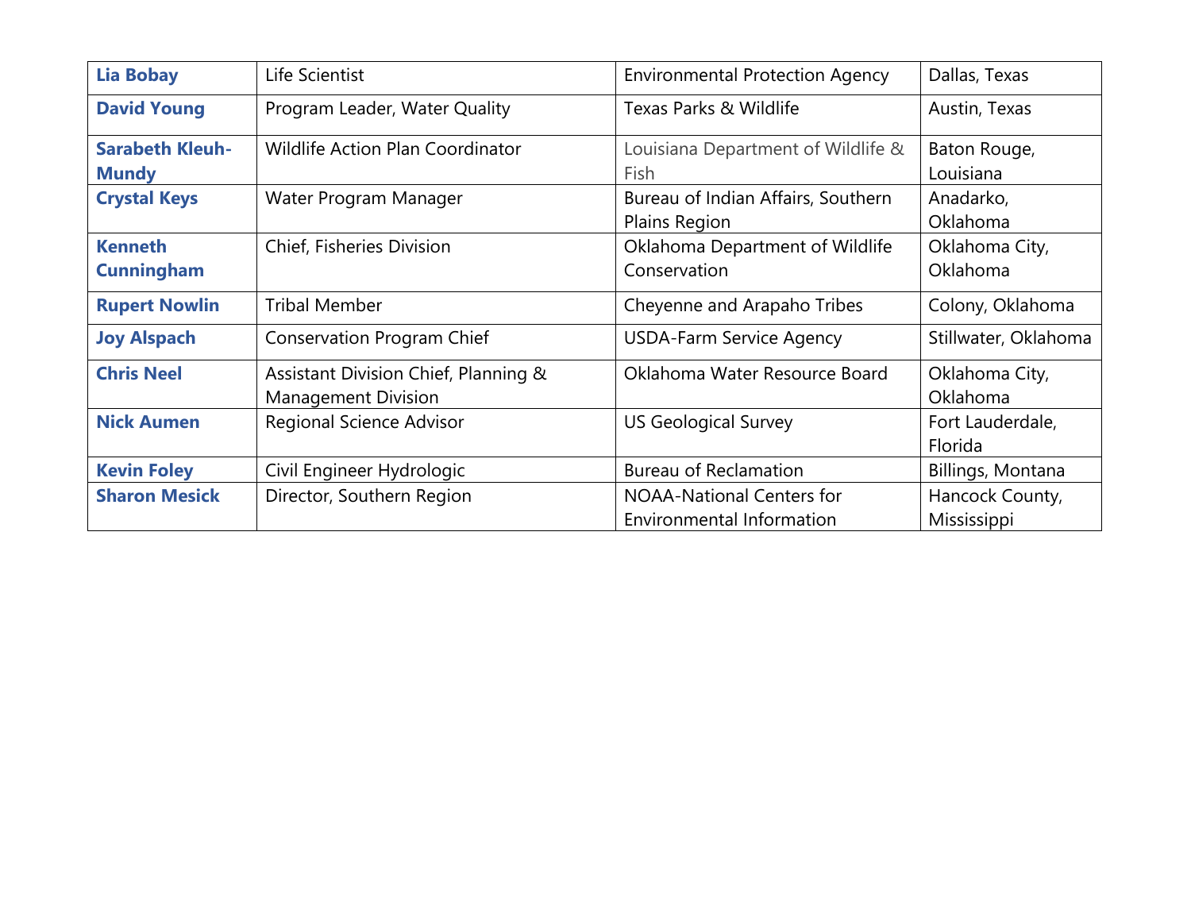| | | | |
|---|---|---|---|
| **Lia Bobay** | Life Scientist | Environmental Protection Agency | Dallas, Texas |
| **David Young** | Program Leader, Water Quality | Texas Parks & Wildlife | Austin, Texas |
| **Sarabeth Kleuh-Mundy** | Wildlife Action Plan Coordinator | Louisiana Department of Wildlife & Fish | Baton Rouge, Louisiana |
| **Crystal Keys** | Water Program Manager | Bureau of Indian Affairs, Southern Plains Region | Anadarko, Oklahoma |
| **Kenneth Cunningham** | Chief, Fisheries Division | Oklahoma Department of Wildlife Conservation | Oklahoma City, Oklahoma |
| **Rupert Nowlin** | Tribal Member | Cheyenne and Arapaho Tribes | Colony, Oklahoma |
| **Joy Alspach** | Conservation Program Chief | USDA-Farm Service Agency | Stillwater, Oklahoma |
| **Chris Neel** | Assistant Division Chief, Planning & Management Division | Oklahoma Water Resource Board | Oklahoma City, Oklahoma |
| **Nick Aumen** | Regional Science Advisor | US Geological Survey | Fort Lauderdale, Florida |
| **Kevin Foley** | Civil Engineer Hydrologic | Bureau of Reclamation | Billings, Montana |
| **Sharon Mesick** | Director, Southern Region | NOAA-National Centers for Environmental Information | Hancock County, Mississippi |